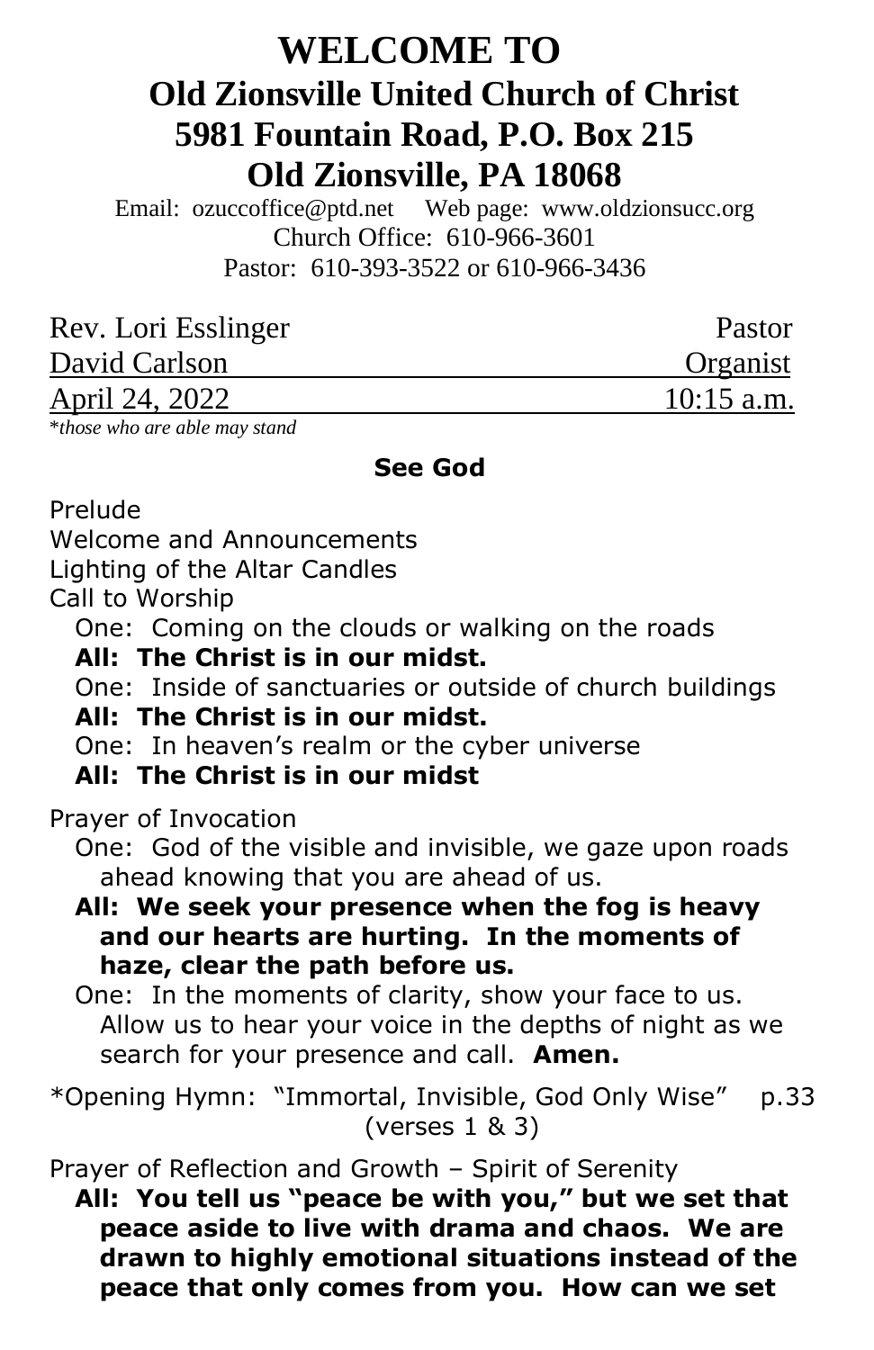# WELCOME TO

## Old Zionsville United Church of Christ
## 5981 Fountain Road, P.O. Box 215
## Old Zionsville, PA 18068

Email: ozuccoffice@ptd.net Web page: www.oldzionsucc.org
Church Office: 610-966-3601
Pastor: 610-393-3522 or 610-966-3436

| | |
|---|---|
| Rev. Lori Esslinger | Pastor |
| David Carlson | Organist |
| April 24, 2022 | 10:15 a.m. |

*\*those who are able may stand*

**See God**

Prelude
Welcome and Announcements
Lighting of the Altar Candles
Call to Worship

One: Coming on the clouds or walking on the roads
**All: The Christ is in our midst.**
One: Inside of sanctuaries or outside of church buildings
**All: The Christ is in our midst.**
One: In heaven's realm or the cyber universe
**All: The Christ is in our midst**

Prayer of Invocation

One: God of the visible and invisible, we gaze upon roads ahead knowing that you are ahead of us.
**All: We seek your presence when the fog is heavy and our hearts are hurting. In the moments of haze, clear the path before us.**
One: In the moments of clarity, show your face to us. Allow us to hear your voice in the depths of night as we search for your presence and call. **Amen.**

*Opening Hymn: "Immortal, Invisible, God Only Wise" p.33 (verses 1 & 3)

Prayer of Reflection and Growth – Spirit of Serenity

**All: You tell us "peace be with you," but we set that peace aside to live with drama and chaos. We are drawn to highly emotional situations instead of the peace that only comes from you. How can we set**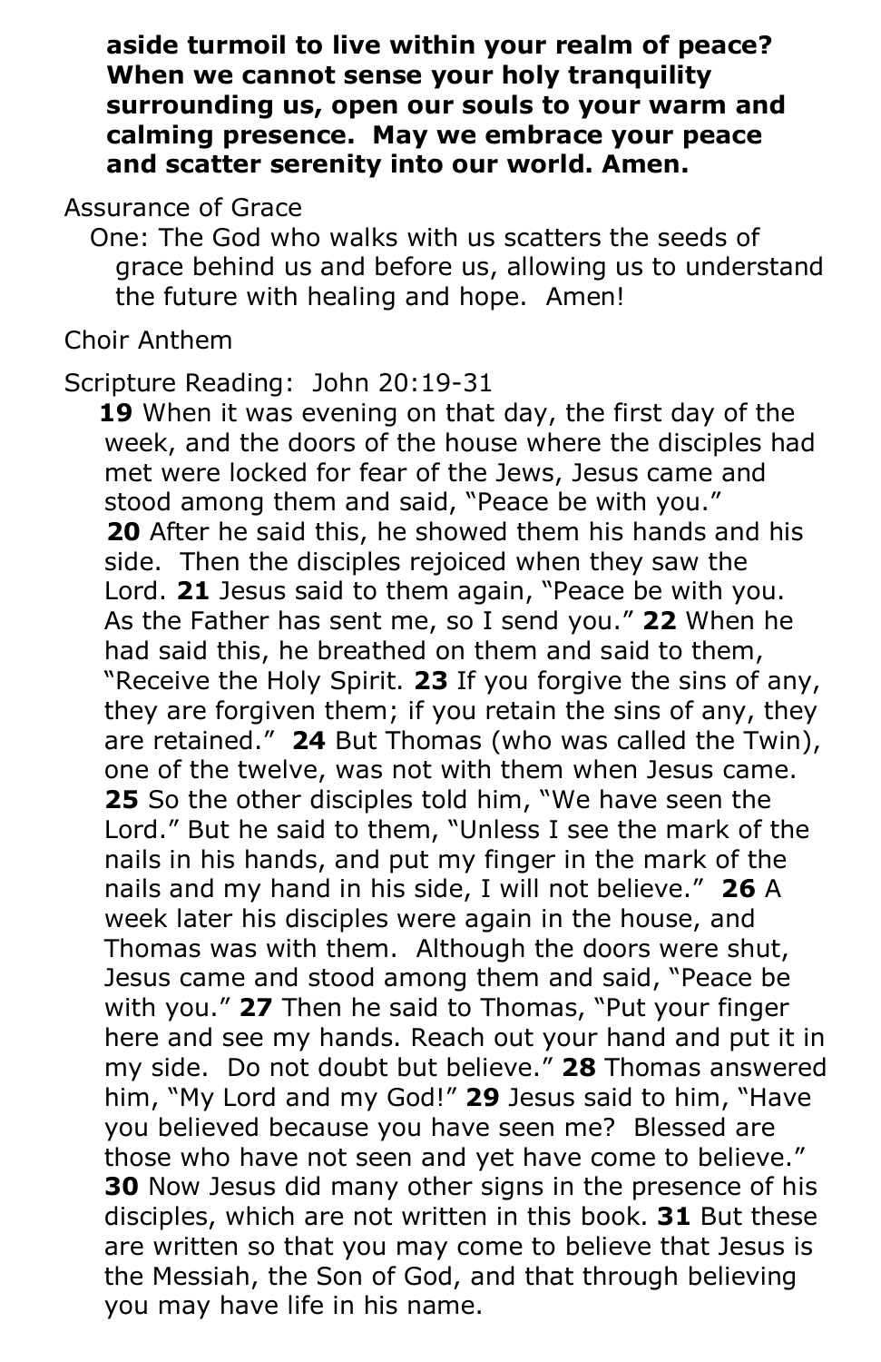**aside turmoil to live within your realm of peace? When we cannot sense your holy tranquility surrounding us, open our souls to your warm and calming presence. May we embrace your peace and scatter serenity into our world. Amen.**

Assurance of Grace

One: The God who walks with us scatters the seeds of grace behind us and before us, allowing us to understand the future with healing and hope. Amen!

Choir Anthem

Scripture Reading: John 20:19-31

**19** When it was evening on that day, the first day of the week, and the doors of the house where the disciples had met were locked for fear of the Jews, Jesus came and stood among them and said, "Peace be with you." **20** After he said this, he showed them his hands and his side. Then the disciples rejoiced when they saw the Lord. **21** Jesus said to them again, "Peace be with you. As the Father has sent me, so I send you." **22** When he had said this, he breathed on them and said to them, "Receive the Holy Spirit. **23** If you forgive the sins of any, they are forgiven them; if you retain the sins of any, they are retained." **24** But Thomas (who was called the Twin), one of the twelve, was not with them when Jesus came. **25** So the other disciples told him, "We have seen the Lord." But he said to them, "Unless I see the mark of the nails in his hands, and put my finger in the mark of the nails and my hand in his side, I will not believe." **26** A week later his disciples were again in the house, and Thomas was with them. Although the doors were shut, Jesus came and stood among them and said, "Peace be with you." **27** Then he said to Thomas, "Put your finger here and see my hands. Reach out your hand and put it in my side. Do not doubt but believe." **28** Thomas answered him, "My Lord and my God!" **29** Jesus said to him, "Have you believed because you have seen me? Blessed are those who have not seen and yet have come to believe." **30** Now Jesus did many other signs in the presence of his disciples, which are not written in this book. **31** But these are written so that you may come to believe that Jesus is the Messiah, the Son of God, and that through believing you may have life in his name.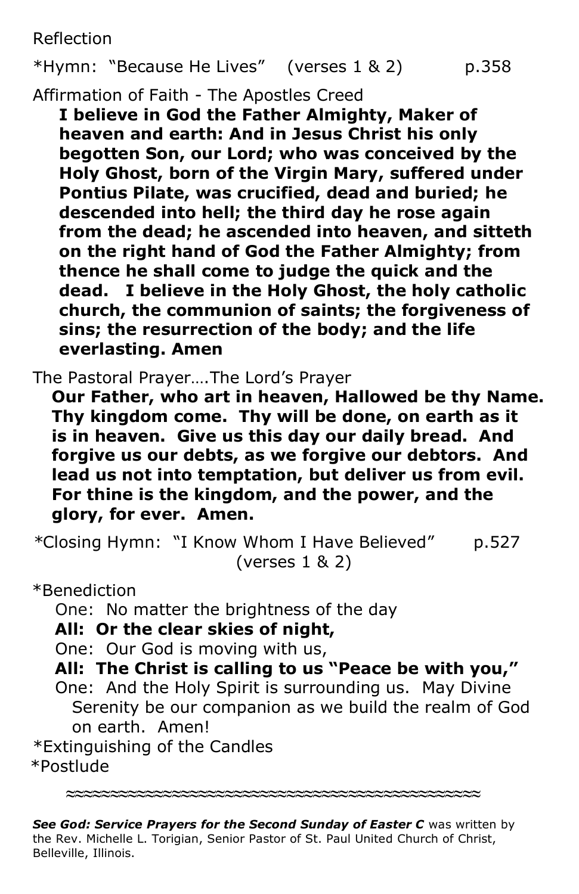Reflection

*Hymn: "Because He Lives" (verses 1 & 2) p.358

Affirmation of Faith - The Apostles Creed

**I believe in God the Father Almighty, Maker of heaven and earth: And in Jesus Christ his only begotten Son, our Lord; who was conceived by the Holy Ghost, born of the Virgin Mary, suffered under Pontius Pilate, was crucified, dead and buried; he descended into hell; the third day he rose again from the dead; he ascended into heaven, and sitteth on the right hand of God the Father Almighty; from thence he shall come to judge the quick and the dead. I believe in the Holy Ghost, the holy catholic church, the communion of saints; the forgiveness of sins; the resurrection of the body; and the life everlasting. Amen**

The Pastoral Prayer….The Lord's Prayer

**Our Father, who art in heaven, Hallowed be thy Name. Thy kingdom come. Thy will be done, on earth as it is in heaven. Give us this day our daily bread. And forgive us our debts, as we forgive our debtors. And lead us not into temptation, but deliver us from evil. For thine is the kingdom, and the power, and the glory, for ever. Amen.**

*Closing Hymn: "I Know Whom I Have Believed" p.527 (verses 1 & 2)

*Benediction

One: No matter the brightness of the day

**All: Or the clear skies of night,**

One: Our God is moving with us,

**All: The Christ is calling to us "Peace be with you,"**

One: And the Holy Spirit is surrounding us. May Divine Serenity be our companion as we build the realm of God on earth. Amen!

*Extinguishing of the Candles

*Postlude

≈≈≈≈≈≈≈≈≈≈≈≈≈≈≈≈≈≈≈≈≈≈≈≈≈≈≈≈≈≈≈≈≈≈≈≈≈≈≈≈≈≈≈

***See God: Service Prayers for the Second Sunday of Easter C*** was written by the Rev. Michelle L. Torigian, Senior Pastor of St. Paul United Church of Christ, Belleville, Illinois.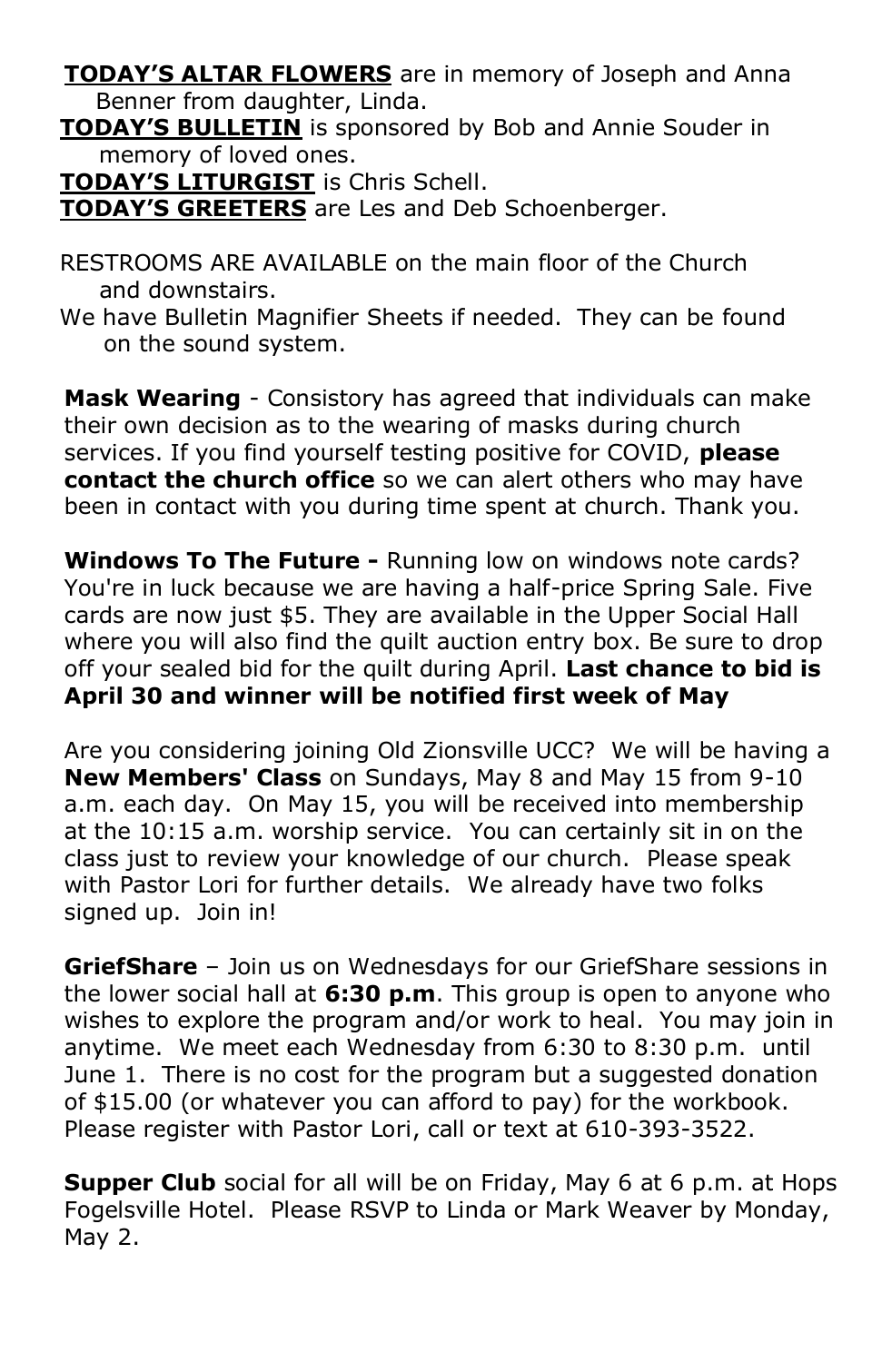**TODAY'S ALTAR FLOWERS** are in memory of Joseph and Anna Benner from daughter, Linda.

**TODAY'S BULLETIN** is sponsored by Bob and Annie Souder in memory of loved ones.

**TODAY'S LITURGIST** is Chris Schell.

**TODAY'S GREETERS** are Les and Deb Schoenberger.

RESTROOMS ARE AVAILABLE on the main floor of the Church and downstairs.

We have Bulletin Magnifier Sheets if needed. They can be found on the sound system.

**Mask Wearing** - Consistory has agreed that individuals can make their own decision as to the wearing of masks during church services. If you find yourself testing positive for COVID, **please contact the church office** so we can alert others who may have been in contact with you during time spent at church. Thank you.

**Windows To The Future -** Running low on windows note cards? You're in luck because we are having a half-price Spring Sale. Five cards are now just $5. They are available in the Upper Social Hall where you will also find the quilt auction entry box. Be sure to drop off your sealed bid for the quilt during April. **Last chance to bid is April 30 and winner will be notified first week of May**

Are you considering joining Old Zionsville UCC? We will be having a **New Members' Class** on Sundays, May 8 and May 15 from 9-10 a.m. each day. On May 15, you will be received into membership at the 10:15 a.m. worship service. You can certainly sit in on the class just to review your knowledge of our church. Please speak with Pastor Lori for further details. We already have two folks signed up. Join in!

**GriefShare** – Join us on Wednesdays for our GriefShare sessions in the lower social hall at **6:30 p.m**. This group is open to anyone who wishes to explore the program and/or work to heal. You may join in anytime. We meet each Wednesday from 6:30 to 8:30 p.m. until June 1. There is no cost for the program but a suggested donation of $15.00 (or whatever you can afford to pay) for the workbook. Please register with Pastor Lori, call or text at 610-393-3522.

**Supper Club** social for all will be on Friday, May 6 at 6 p.m. at Hops Fogelsville Hotel. Please RSVP to Linda or Mark Weaver by Monday, May 2.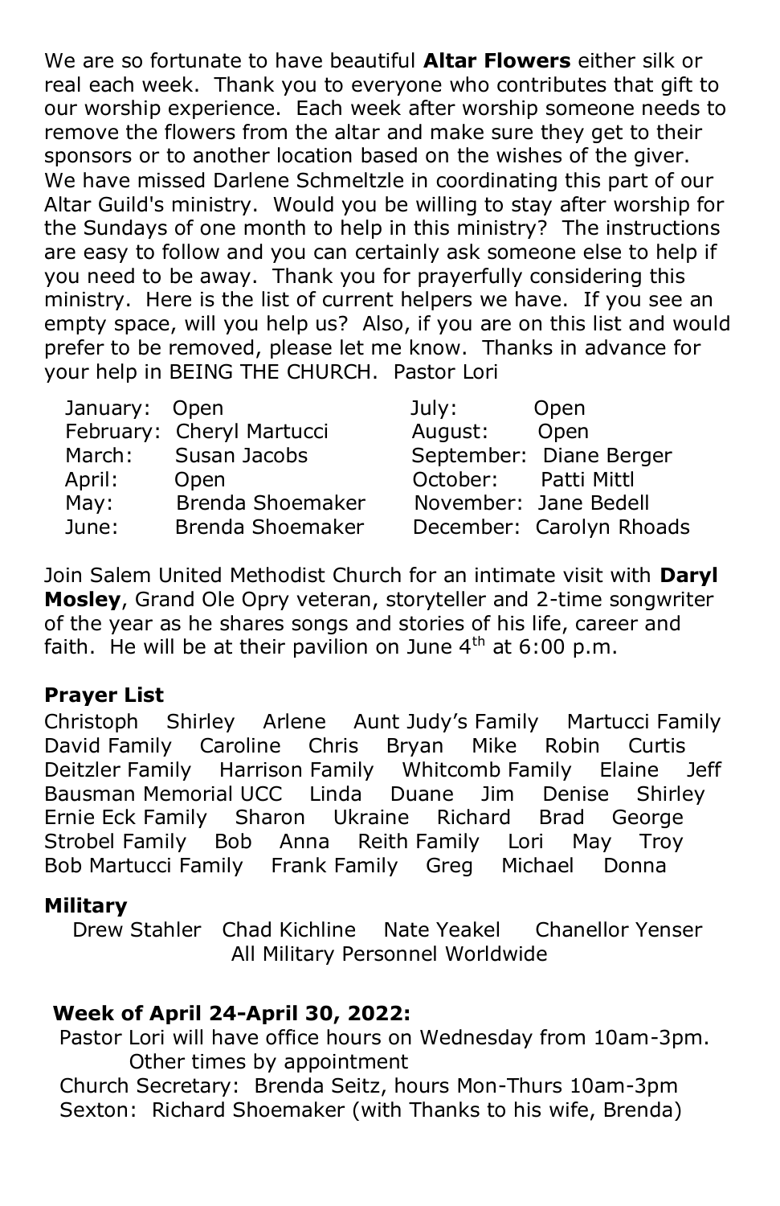We are so fortunate to have beautiful **Altar Flowers** either silk or real each week. Thank you to everyone who contributes that gift to our worship experience. Each week after worship someone needs to remove the flowers from the altar and make sure they get to their sponsors or to another location based on the wishes of the giver. We have missed Darlene Schmeltzle in coordinating this part of our Altar Guild's ministry. Would you be willing to stay after worship for the Sundays of one month to help in this ministry? The instructions are easy to follow and you can certainly ask someone else to help if you need to be away. Thank you for prayerfully considering this ministry. Here is the list of current helpers we have. If you see an empty space, will you help us? Also, if you are on this list and would prefer to be removed, please let me know. Thanks in advance for your help in BEING THE CHURCH. Pastor Lori

| | | | |
|---|---|---|---|
| January: | Open | July: | Open |
| February: | Cheryl Martucci | August: | Open |
| March: | Susan Jacobs | September: | Diane Berger |
| April: | Open | October: | Patti Mittl |
| May: | Brenda Shoemaker | November: | Jane Bedell |
| June: | Brenda Shoemaker | December: | Carolyn Rhoads |

Join Salem United Methodist Church for an intimate visit with **Daryl Mosley**, Grand Ole Opry veteran, storyteller and 2-time songwriter of the year as he shares songs and stories of his life, career and faith. He will be at their pavilion on June 4th at 6:00 p.m.

**Prayer List**

Christoph Shirley Arlene Aunt Judy's Family Martucci Family David Family Caroline Chris Bryan Mike Robin Curtis Deitzler Family Harrison Family Whitcomb Family Elaine Jeff Bausman Memorial UCC Linda Duane Jim Denise Shirley Ernie Eck Family Sharon Ukraine Richard Brad George Strobel Family Bob Anna Reith Family Lori May Troy Bob Martucci Family Frank Family Greg Michael Donna

**Military**

Drew Stahler Chad Kichline Nate Yeakel Chanellor Yenser
All Military Personnel Worldwide

**Week of April 24-April 30, 2022:**

Pastor Lori will have office hours on Wednesday from 10am-3pm. Other times by appointment

Church Secretary: Brenda Seitz, hours Mon-Thurs 10am-3pm

Sexton: Richard Shoemaker (with Thanks to his wife, Brenda)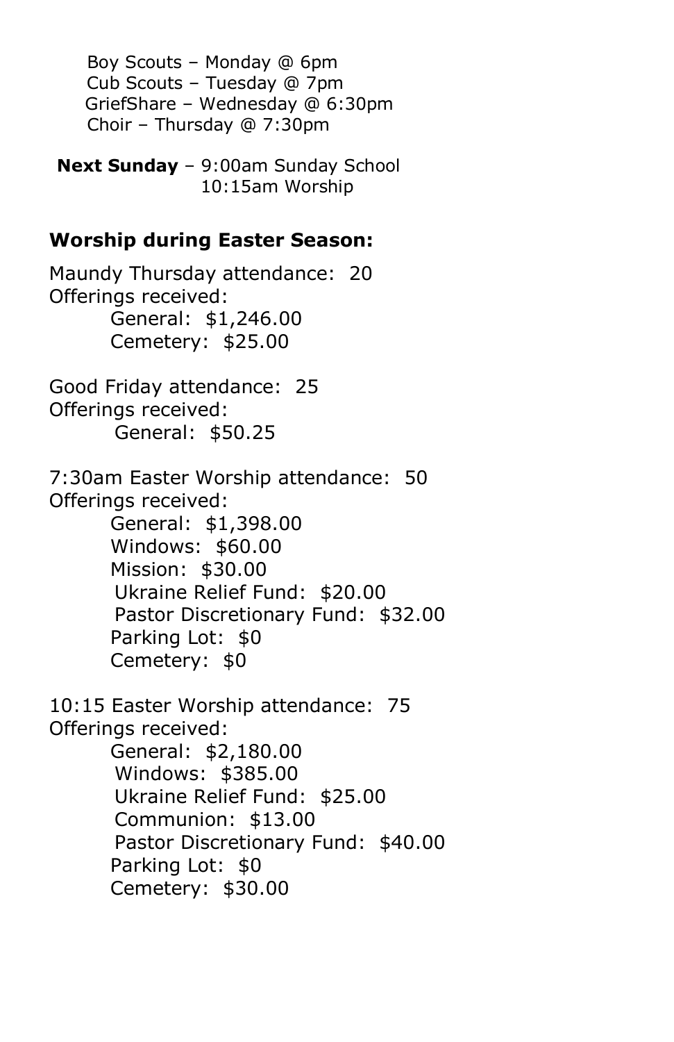Boy Scouts – Monday @ 6pm
Cub Scouts – Tuesday @ 7pm
GriefShare – Wednesday @ 6:30pm
Choir – Thursday @ 7:30pm

**Next Sunday** – 9:00am Sunday School
10:15am Worship

**Worship during Easter Season:**

Maundy Thursday attendance: 20
Offerings received:
General: $1,246.00
Cemetery: $25.00

Good Friday attendance: 25
Offerings received:
General: $50.25

7:30am Easter Worship attendance: 50
Offerings received:
General: $1,398.00
Windows: $60.00
Mission: $30.00
Ukraine Relief Fund: $20.00
Pastor Discretionary Fund: $32.00
Parking Lot: $0
Cemetery: $0

10:15 Easter Worship attendance: 75
Offerings received:
General: $2,180.00
Windows: $385.00
Ukraine Relief Fund: $25.00
Communion: $13.00
Pastor Discretionary Fund: $40.00
Parking Lot: $0
Cemetery: $30.00